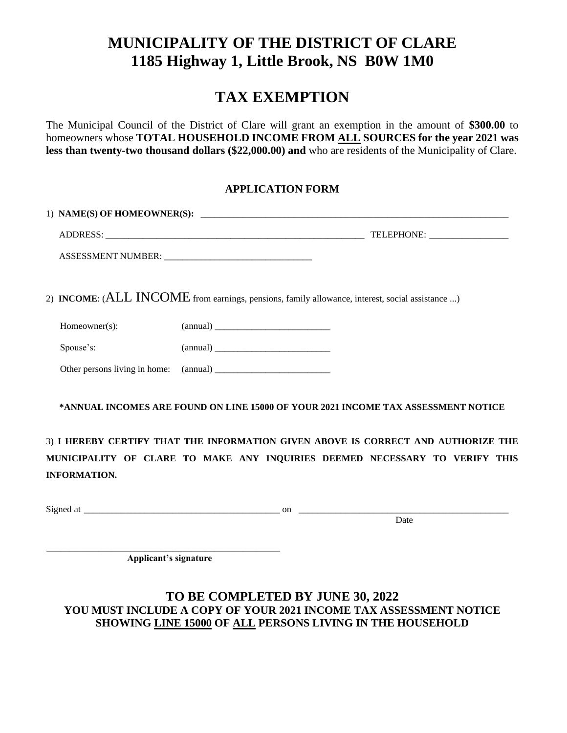# MUNICIPALITY OF THE DISTRICT OF CLARE
# 1185 Highway 1, Little Brook, NS B0W 1M0

## TAX EXEMPTION

The Municipal Council of the District of Clare will grant an exemption in the amount of **$300.00** to homeowners whose **TOTAL HOUSEHOLD INCOME FROM ALL SOURCES for the year 2021 was less than twenty-two thousand dollars ($22,000.00) and** who are residents of the Municipality of Clare.

### APPLICATION FORM

1) **NAME(S) OF HOMEOWNER(S):** ______________________________________________

ADDRESS: ______________________________________________ TELEPHONE: ________________

ASSESSMENT NUMBER: ______________________________

2) **INCOME**: (ALL INCOME from earnings, pensions, family allowance, interest, social assistance ...)

Homeowner(s): (annual) ________________________

Spouse's: (annual) ________________________

Other persons living in home: (annual) ________________________

**\*ANNUAL INCOMES ARE FOUND ON LINE 15000 OF YOUR 2021 INCOME TAX ASSESSMENT NOTICE**

3) **I HEREBY CERTIFY THAT THE INFORMATION GIVEN ABOVE IS CORRECT AND AUTHORIZE THE MUNICIPALITY OF CLARE TO MAKE ANY INQUIRIES DEEMED NECESSARY TO VERIFY THIS INFORMATION.**

Signed at ________________________________________ on ________________________________________
Date

________________________________________
**Applicant's signature**

### TO BE COMPLETED BY JUNE 30, 2022
**YOU MUST INCLUDE A COPY OF YOUR 2021 INCOME TAX ASSESSMENT NOTICE SHOWING LINE 15000 OF ALL PERSONS LIVING IN THE HOUSEHOLD**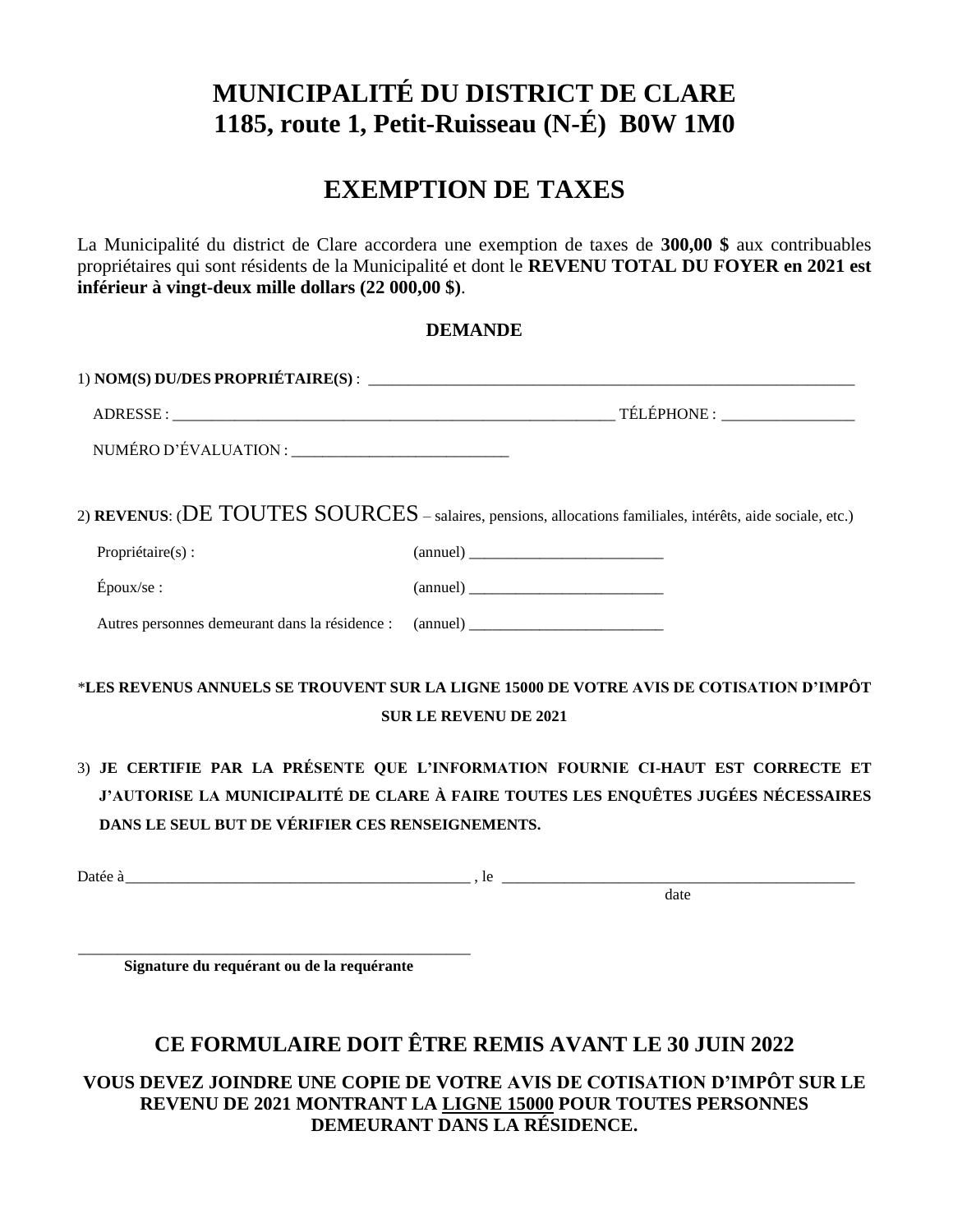# MUNICIPALITÉ DU DISTRICT DE CLARE
# 1185, route 1, Petit-Ruisseau (N-É) B0W 1M0

## EXEMPTION DE TAXES

La Municipalité du district de Clare accordera une exemption de taxes de **300,00 $** aux contribuables propriétaires qui sont résidents de la Municipalité et dont le **REVENU TOTAL DU FOYER en 2021 est inférieur à vingt-deux mille dollars (22 000,00 $)**.

### DEMANDE

1) **NOM(S) DU/DES PROPRIÉTAIRE(S)** : ________________________________________________________________

ADRESSE : ____________________________________________________________ TÉLÉPHONE : _________________

NUMÉRO D'ÉVALUATION : ____________________________

2) **REVENUS**: (DE TOUTES SOURCES – salaires, pensions, allocations familiales, intérêts, aide sociale, etc.)

Propriétaire(s) : (annuel) _________________________

Époux/se : (annuel) _________________________

Autres personnes demeurant dans la résidence : (annuel) _________________________

***LES REVENUS ANNUELS SE TROUVENT SUR LA LIGNE 15000 DE VOTRE AVIS DE COTISATION D'IMPÔT SUR LE REVENU DE 2021**

3) **JE CERTIFIE PAR LA PRÉSENTE QUE L'INFORMATION FOURNIE CI-HAUT EST CORRECTE ET J'AUTORISE LA MUNICIPALITÉ DE CLARE À FAIRE TOUTES LES ENQUÊTES JUGÉES NÉCESSAIRES DANS LE SEUL BUT DE VÉRIFIER CES RENSEIGNEMENTS.**

Datée à______________________________________________ , le ________________________________________________
date

__________________________________________________
**Signature du requérant ou de la requérante**

## CE FORMULAIRE DOIT ÊTRE REMIS AVANT LE 30 JUIN 2022

**VOUS DEVEZ JOINDRE UNE COPIE DE VOTRE AVIS DE COTISATION D'IMPÔT SUR LE REVENU DE 2021 MONTRANT LA LIGNE 15000 POUR TOUTES PERSONNES DEMEURANT DANS LA RÉSIDENCE.**